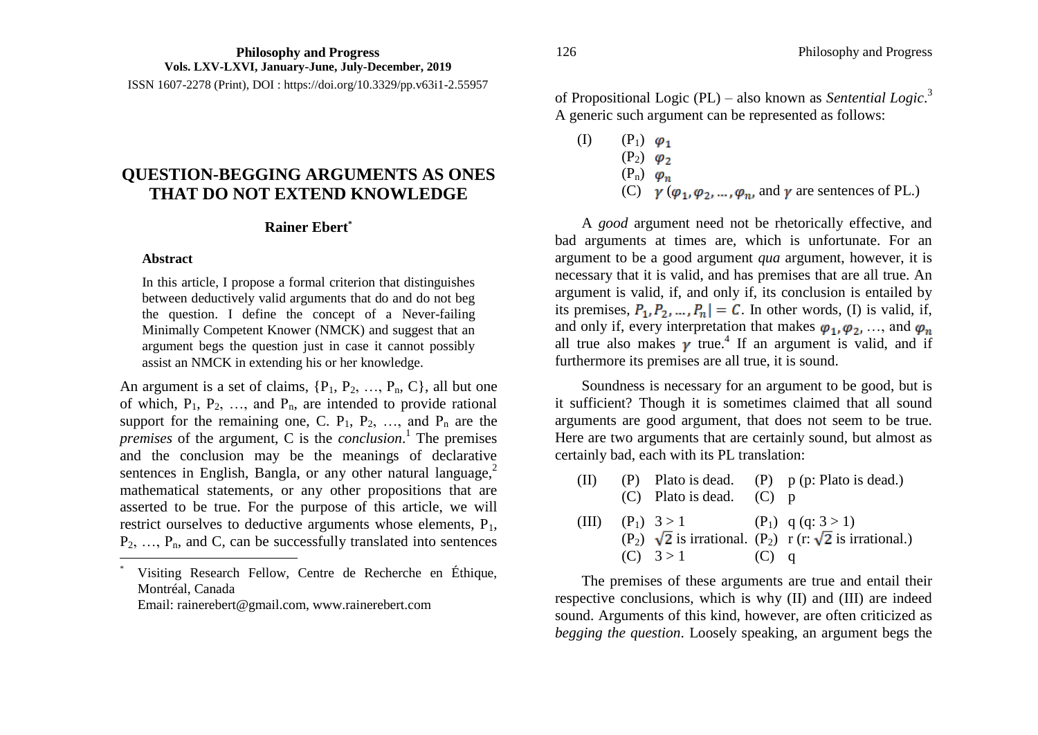**Philosophy and Progress**
**Vols. LXV-LXVI, January-June, July-December, 2019**
ISSN 1607-2278 (Print), DOI : https://doi.org/10.3329/pp.v63i1-2.55957

# QUESTION-BEGGING ARGUMENTS AS ONES THAT DO NOT EXTEND KNOWLEDGE

**Rainer Ebert**[*]

### Abstract

In this article, I propose a formal criterion that distinguishes between deductively valid arguments that do and do not beg the question. I define the concept of a Never-failing Minimally Competent Knower (NMCK) and suggest that an argument begs the question just in case it cannot possibly assist an NMCK in extending his or her knowledge.

An argument is a set of claims, $\{P_1, P_2, \ldots, P_n, C\}$, all but one of which, $P_1$, $P_2$, …, and $P_n$, are intended to provide rational support for the remaining one, C. $P_1$, $P_2$, …, and $P_n$ are the *premises* of the argument, C is the *conclusion*.[1] The premises and the conclusion may be the meanings of declarative sentences in English, Bangla, or any other natural language,[2] mathematical statements, or any other propositions that are asserted to be true. For the purpose of this article, we will restrict ourselves to deductive arguments whose elements, $P_1$, $P_2$, …, $P_n$, and C, can be successfully translated into sentences of Propositional Logic (PL) – also known as *Sentential Logic*.[3] A generic such argument can be represented as follows:

(I) ($P_1$) $\varphi_1$
($P_2$) $\varphi_2$
($P_n$) $\varphi_n$
(C) $\gamma$ ($\varphi_1, \varphi_2, \ldots, \varphi_n$, and $\gamma$ are sentences of PL.)

A *good* argument need not be rhetorically effective, and bad arguments at times are, which is unfortunate. For an argument to be a good argument *qua* argument, however, it is necessary that it is valid, and has premises that are all true. An argument is valid, if, and only if, its conclusion is entailed by its premises, $P_1, P_2, \ldots, P_n \models C$. In other words, (I) is valid, if, and only if, every interpretation that makes $\varphi_1, \varphi_2$, …, and $\varphi_n$ all true also makes $\gamma$ true.[4] If an argument is valid, and if furthermore its premises are all true, it is sound.

Soundness is necessary for an argument to be good, but is it sufficient? Though it is sometimes claimed that all sound arguments are good argument, that does not seem to be true. Here are two arguments that are certainly sound, but almost as certainly bad, each with its PL translation:

(II) (P) Plato is dead. (P) p (p: Plato is dead.)
(C) Plato is dead. (C) p

(III) ($P_1$) $3 > 1$ ($P_1$) q (q: $3 > 1$)
($P_2$) $\sqrt{2}$ is irrational. ($P_2$) r (r: $\sqrt{2}$ is irrational.)
(C) $3 > 1$ (C) q

The premises of these arguments are true and entail their respective conclusions, which is why (II) and (III) are indeed sound. Arguments of this kind, however, are often criticized as *begging the question*. Loosely speaking, an argument begs the

---

[*] Visiting Research Fellow, Centre de Recherche en Éthique, Montréal, Canada
Email: rainerebert@gmail.com, www.rainerebert.com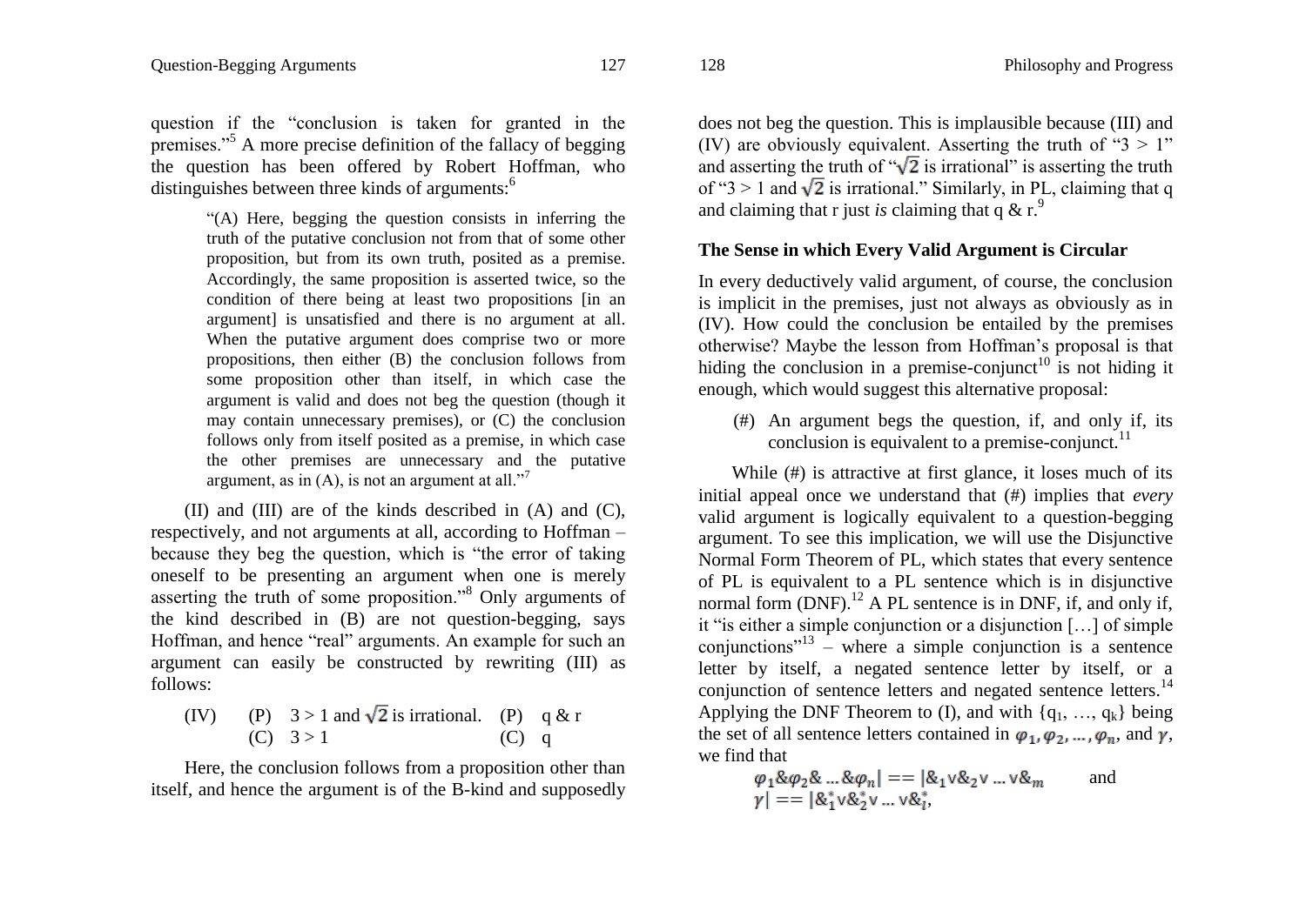question if the "conclusion is taken for granted in the premises."[5] A more precise definition of the fallacy of begging the question has been offered by Robert Hoffman, who distinguishes between three kinds of arguments:[6]

> "(A) Here, begging the question consists in inferring the truth of the putative conclusion not from that of some other proposition, but from its own truth, posited as a premise. Accordingly, the same proposition is asserted twice, so the condition of there being at least two propositions [in an argument] is unsatisfied and there is no argument at all. When the putative argument does comprise two or more propositions, then either (B) the conclusion follows from some proposition other than itself, in which case the argument is valid and does not beg the question (though it may contain unnecessary premises), or (C) the conclusion follows only from itself posited as a premise, in which case the other premises are unnecessary and the putative argument, as in (A), is not an argument at all."[7]

(II) and (III) are of the kinds described in (A) and (C), respectively, and not arguments at all, according to Hoffman – because they beg the question, which is "the error of taking oneself to be presenting an argument when one is merely asserting the truth of some proposition."[8] Only arguments of the kind described in (B) are not question-begging, says Hoffman, and hence "real" arguments. An example for such an argument can easily be constructed by rewriting (III) as follows:

(IV) (P) $3 > 1$ and $\sqrt{2}$ is irrational. (P) $q \,\&\, r$
(C) $3 > 1$ (C) $q$

Here, the conclusion follows from a proposition other than itself, and hence the argument is of the B-kind and supposedly does not beg the question. This is implausible because (III) and (IV) are obviously equivalent. Asserting the truth of "$3 > 1$" and asserting the truth of "$\sqrt{2}$ is irrational" is asserting the truth of "$3 > 1$ and $\sqrt{2}$ is irrational." Similarly, in PL, claiming that q and claiming that r just *is* claiming that q & r.[9]

### The Sense in which Every Valid Argument is Circular

In every deductively valid argument, of course, the conclusion is implicit in the premises, just not always as obviously as in (IV). How could the conclusion be entailed by the premises otherwise? Maybe the lesson from Hoffman's proposal is that hiding the conclusion in a premise-conjunct[10] is not hiding it enough, which would suggest this alternative proposal:

(#) An argument begs the question, if, and only if, its conclusion is equivalent to a premise-conjunct.[11]

While (#) is attractive at first glance, it loses much of its initial appeal once we understand that (#) implies that *every* valid argument is logically equivalent to a question-begging argument. To see this implication, we will use the Disjunctive Normal Form Theorem of PL, which states that every sentence of PL is equivalent to a PL sentence which is in disjunctive normal form (DNF).[12] A PL sentence is in DNF, if, and only if, it "is either a simple conjunction or a disjunction [...] of simple conjunctions"[13] – where a simple conjunction is a sentence letter by itself, a negated sentence letter by itself, or a conjunction of sentence letters and negated sentence letters.[14] Applying the DNF Theorem to (I), and with $\{q_1, \ldots, q_k\}$ being the set of all sentence letters contained in $\varphi_1, \varphi_2, \ldots, \varphi_n$, and $\gamma$, we find that

$$\varphi_1 \& \varphi_2 \& \ldots \& \varphi_n | == | \&_1 \vee \&_2 \vee \ldots \vee \&_m \quad \text{and}$$
$$\gamma | == | \&_1^* \vee \&_2^* \vee \ldots \vee \&_l^*,$$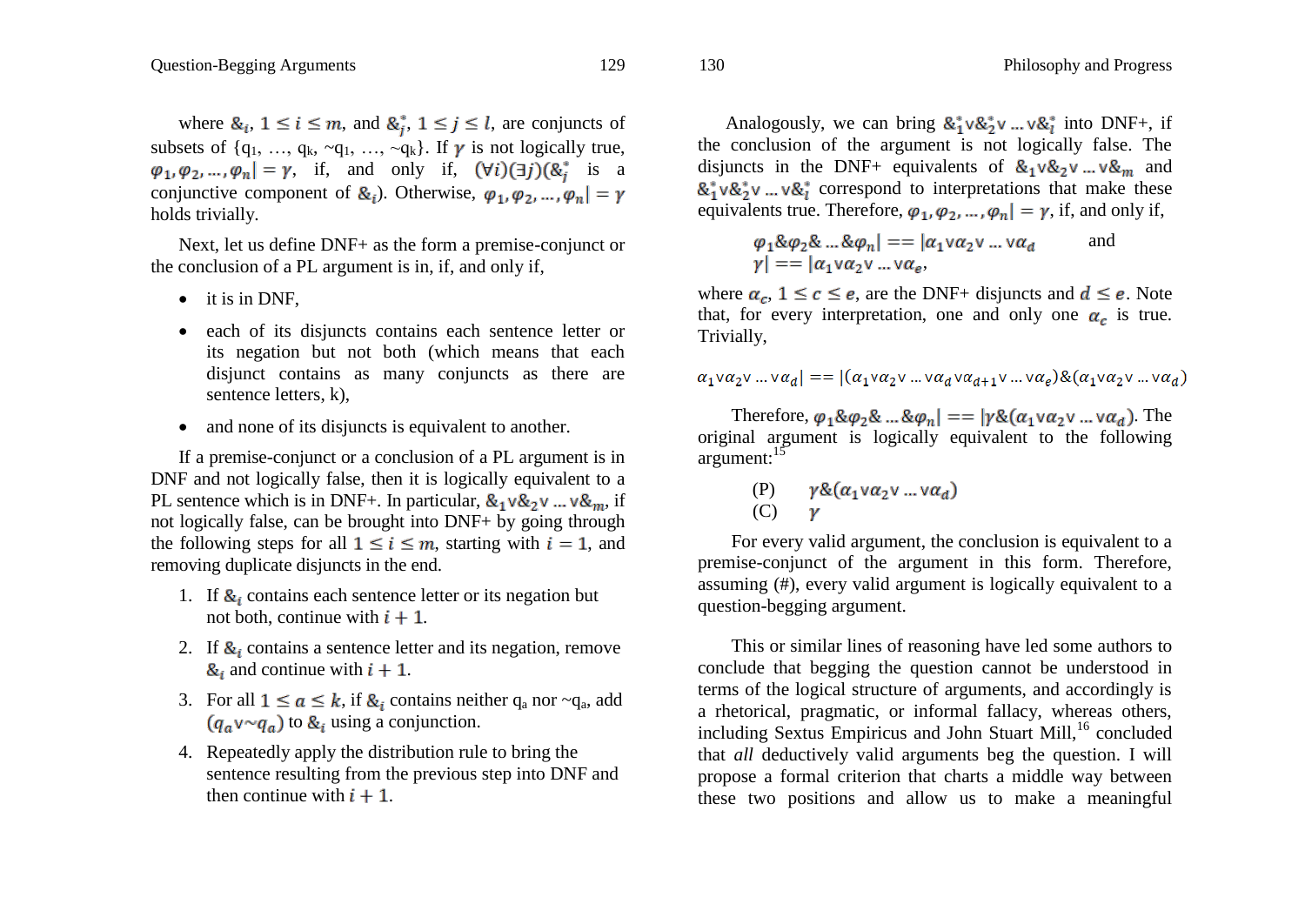where $\&_i$, $1 \leq i \leq m$, and $\&_j^*$, $1 \leq j \leq l$, are conjuncts of subsets of {$q_1$, …, $q_k$, ~$q_1$, …, ~$q_k$}. If $\gamma$ is not logically true, $\varphi_1, \varphi_2, \ldots, \varphi_n | = \gamma$, if, and only if, $(\forall i)(\exists j)(\&_j^*$ is a conjunctive component of $\&_i$). Otherwise, $\varphi_1, \varphi_2, \ldots, \varphi_n | = \gamma$ holds trivially.

Next, let us define DNF+ as the form a premise-conjunct or the conclusion of a PL argument is in, if, and only if,

- it is in DNF,
- each of its disjuncts contains each sentence letter or its negation but not both (which means that each disjunct contains as many conjuncts as there are sentence letters, k),
- and none of its disjuncts is equivalent to another.

If a premise-conjunct or a conclusion of a PL argument is in DNF and not logically false, then it is logically equivalent to a PL sentence which is in DNF+. In particular, $\&_1 \vee \&_2 \vee \ldots \vee \&_m$, if not logically false, can be brought into DNF+ by going through the following steps for all $1 \leq i \leq m$, starting with $i = 1$, and removing duplicate disjuncts in the end.

1. If $\&_i$ contains each sentence letter or its negation but not both, continue with $i + 1$.
2. If $\&_i$ contains a sentence letter and its negation, remove $\&_i$ and continue with $i + 1$.
3. For all $1 \leq a \leq k$, if $\&_i$ contains neither $q_a$ nor ~$q_a$, add $(q_a \vee {\sim} q_a)$ to $\&_i$ using a conjunction.
4. Repeatedly apply the distribution rule to bring the sentence resulting from the previous step into DNF and then continue with $i + 1$.

Analogously, we can bring $\&_1^* \vee \&_2^* \vee \ldots \vee \&_l^*$ into DNF+, if the conclusion of the argument is not logically false. The disjuncts in the DNF+ equivalents of $\&_1 \vee \&_2 \vee \ldots \vee \&_m$ and $\&_1^* \vee \&_2^* \vee \ldots \vee \&_l^*$ correspond to interpretations that make these equivalents true. Therefore, $\varphi_1, \varphi_2, \ldots, \varphi_n | = \gamma$, if, and only if,

$$\varphi_1 \& \varphi_2 \& \ldots \& \varphi_n | == | \alpha_1 \vee \alpha_2 \vee \ldots \vee \alpha_d \quad \text{and}$$
$$\gamma | == | \alpha_1 \vee \alpha_2 \vee \ldots \vee \alpha_e,$$

where $\alpha_c$, $1 \leq c \leq e$, are the DNF+ disjuncts and $d \leq e$. Note that, for every interpretation, one and only one $\alpha_c$ is true. Trivially,

$$\alpha_1 \vee \alpha_2 \vee \ldots \vee \alpha_d | == | (\alpha_1 \vee \alpha_2 \vee \ldots \vee \alpha_d \vee \alpha_{d+1} \vee \ldots \vee \alpha_e) \& (\alpha_1 \vee \alpha_2 \vee \ldots \vee \alpha_d)$$

Therefore, $\varphi_1 \& \varphi_2 \& \ldots \& \varphi_n | == | \gamma \& (\alpha_1 \vee \alpha_2 \vee \ldots \vee \alpha_d)$. The original argument is logically equivalent to the following argument:[15]

(P) $\gamma \& (\alpha_1 \vee \alpha_2 \ldots \vee \alpha_d)$
(C) $\gamma$

For every valid argument, the conclusion is equivalent to a premise-conjunct of the argument in this form. Therefore, assuming (#), every valid argument is logically equivalent to a question-begging argument.

This or similar lines of reasoning have led some authors to conclude that begging the question cannot be understood in terms of the logical structure of arguments, and accordingly is a rhetorical, pragmatic, or informal fallacy, whereas others, including Sextus Empiricus and John Stuart Mill,[16] concluded that *all* deductively valid arguments beg the question. I will propose a formal criterion that charts a middle way between these two positions and allow us to make a meaningful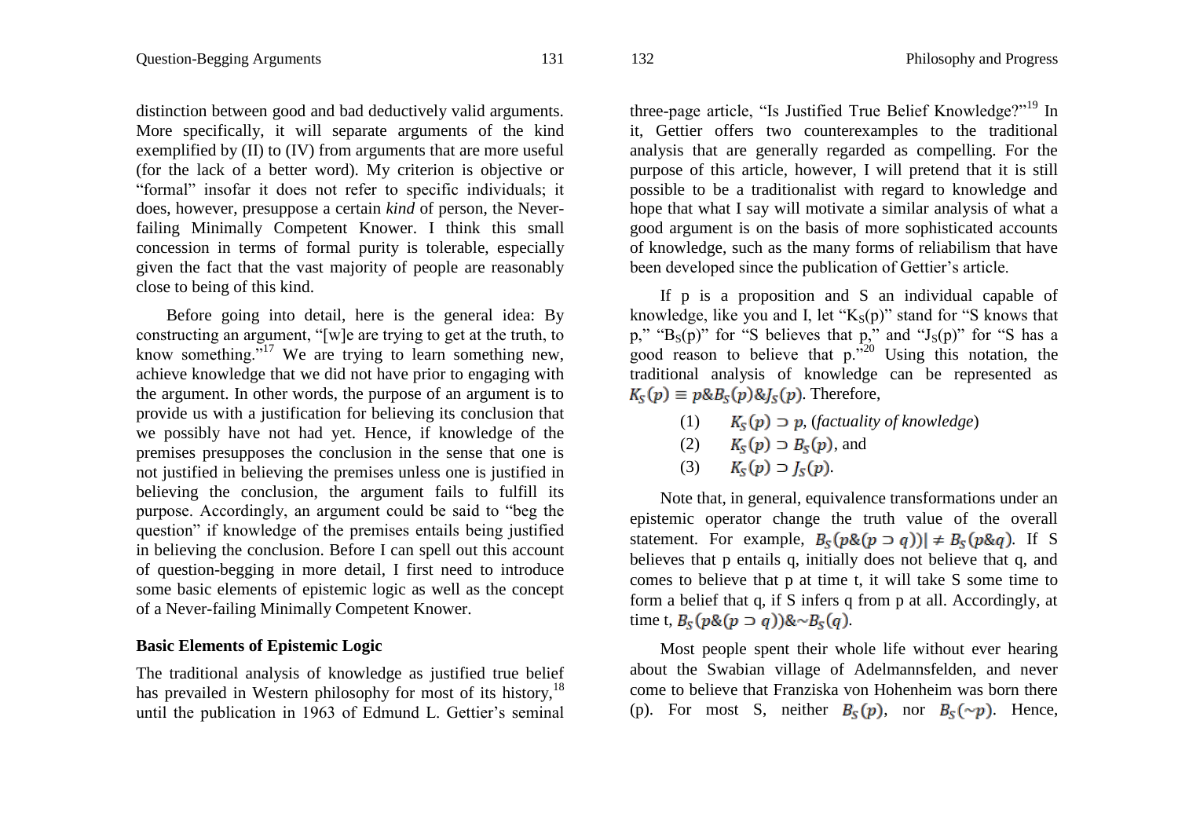distinction between good and bad deductively valid arguments. More specifically, it will separate arguments of the kind exemplified by (II) to (IV) from arguments that are more useful (for the lack of a better word). My criterion is objective or "formal" insofar it does not refer to specific individuals; it does, however, presuppose a certain *kind* of person, the Never-failing Minimally Competent Knower. I think this small concession in terms of formal purity is tolerable, especially given the fact that the vast majority of people are reasonably close to being of this kind.

Before going into detail, here is the general idea: By constructing an argument, "[w]e are trying to get at the truth, to know something."[17] We are trying to learn something new, achieve knowledge that we did not have prior to engaging with the argument. In other words, the purpose of an argument is to provide us with a justification for believing its conclusion that we possibly have not had yet. Hence, if knowledge of the premises presupposes the conclusion in the sense that one is not justified in believing the premises unless one is justified in believing the conclusion, the argument fails to fulfill its purpose. Accordingly, an argument could be said to "beg the question" if knowledge of the premises entails being justified in believing the conclusion. Before I can spell out this account of question-begging in more detail, I first need to introduce some basic elements of epistemic logic as well as the concept of a Never-failing Minimally Competent Knower.

**Basic Elements of Epistemic Logic**

The traditional analysis of knowledge as justified true belief has prevailed in Western philosophy for most of its history,[18] until the publication in 1963 of Edmund L. Gettier's seminal three-page article, "Is Justified True Belief Knowledge?"[19] In it, Gettier offers two counterexamples to the traditional analysis that are generally regarded as compelling. For the purpose of this article, however, I will pretend that it is still possible to be a traditionalist with regard to knowledge and hope that what I say will motivate a similar analysis of what a good argument is on the basis of more sophisticated accounts of knowledge, such as the many forms of reliabilism that have been developed since the publication of Gettier's article.

If p is a proposition and S an individual capable of knowledge, like you and I, let "$K_S(p)$" stand for "S knows that p," "$B_S(p)$" for "S believes that p," and "$J_S(p)$" for "S has a good reason to believe that p."[20] Using this notation, the traditional analysis of knowledge can be represented as $K_S(p) \equiv p \& B_S(p) \& J_S(p)$. Therefore,

(1) $K_S(p) \supset p$, (*factuality of knowledge*)

(2) $K_S(p) \supset B_S(p)$, and

(3) $K_S(p) \supset J_S(p)$.

Note that, in general, equivalence transformations under an epistemic operator change the truth value of the overall statement. For example, $B_S(p \& (p \supset q))| \neq B_S(p \& q)$. If S believes that p entails q, initially does not believe that q, and comes to believe that p at time t, it will take S some time to form a belief that q, if S infers q from p at all. Accordingly, at time t, $B_S(p \& (p \supset q)) \& {\sim} B_S(q)$.

Most people spent their whole life without ever hearing about the Swabian village of Adelmannsfelden, and never come to believe that Franziska von Hohenheim was born there (p). For most S, neither $B_S(p)$, nor $B_S({\sim}p)$. Hence,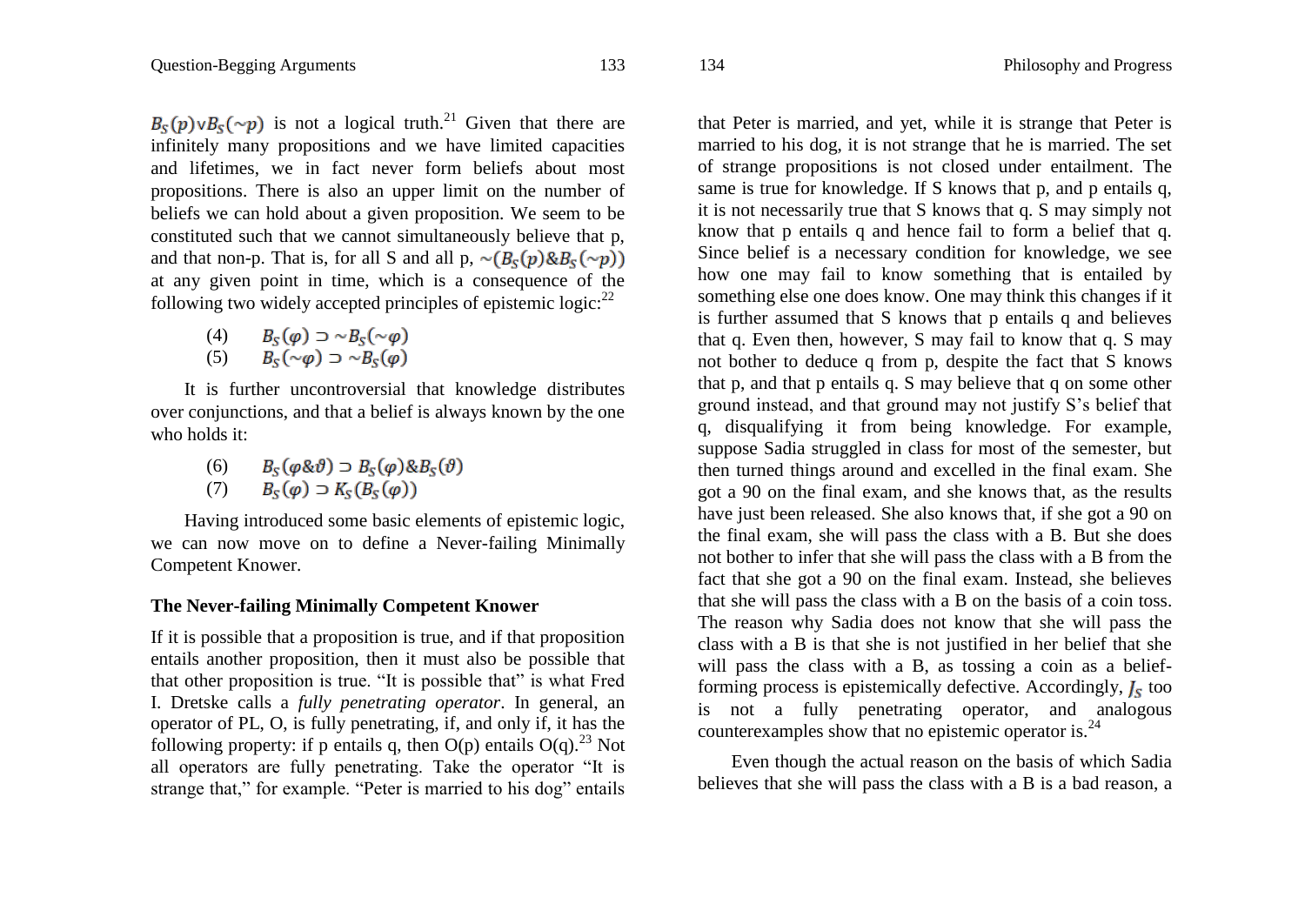$B_S(p) \vee B_S(\sim p)$ is not a logical truth.[21] Given that there are infinitely many propositions and we have limited capacities and lifetimes, we in fact never form beliefs about most propositions. There is also an upper limit on the number of beliefs we can hold about a given proposition. We seem to be constituted such that we cannot simultaneously believe that p, and that non-p. That is, for all S and all p, $\sim(B_S(p) \& B_S(\sim p))$ at any given point in time, which is a consequence of the following two widely accepted principles of epistemic logic:[22]

(4) $B_S(\varphi) \supset \sim B_S(\sim\varphi)$

(5) $B_S(\sim\varphi) \supset \sim B_S(\varphi)$

It is further uncontroversial that knowledge distributes over conjunctions, and that a belief is always known by the one who holds it:

(6) $B_S(\varphi \& \vartheta) \supset B_S(\varphi) \& B_S(\vartheta)$

(7) $B_S(\varphi) \supset K_S(B_S(\varphi))$

Having introduced some basic elements of epistemic logic, we can now move on to define a Never-failing Minimally Competent Knower.

## The Never-failing Minimally Competent Knower

If it is possible that a proposition is true, and if that proposition entails another proposition, then it must also be possible that that other proposition is true. "It is possible that" is what Fred I. Dretske calls a *fully penetrating operator*. In general, an operator of PL, O, is fully penetrating, if, and only if, it has the following property: if p entails q, then O(p) entails O(q).[23] Not all operators are fully penetrating. Take the operator "It is strange that," for example. "Peter is married to his dog" entails that Peter is married, and yet, while it is strange that Peter is married to his dog, it is not strange that he is married. The set of strange propositions is not closed under entailment. The same is true for knowledge. If S knows that p, and p entails q, it is not necessarily true that S knows that q. S may simply not know that p entails q and hence fail to form a belief that q. Since belief is a necessary condition for knowledge, we see how one may fail to know something that is entailed by something else one does know. One may think this changes if it is further assumed that S knows that p entails q and believes that q. Even then, however, S may fail to know that q. S may not bother to deduce q from p, despite the fact that S knows that p, and that p entails q. S may believe that q on some other ground instead, and that ground may not justify S's belief that q, disqualifying it from being knowledge. For example, suppose Sadia struggled in class for most of the semester, but then turned things around and excelled in the final exam. She got a 90 on the final exam, and she knows that, as the results have just been released. She also knows that, if she got a 90 on the final exam, she will pass the class with a B. But she does not bother to infer that she will pass the class with a B from the fact that she got a 90 on the final exam. Instead, she believes that she will pass the class with a B on the basis of a coin toss. The reason why Sadia does not know that she will pass the class with a B is that she is not justified in her belief that she will pass the class with a B, as tossing a coin as a belief-forming process is epistemically defective. Accordingly, $J_S$ too is not a fully penetrating operator, and analogous counterexamples show that no epistemic operator is.[24]

Even though the actual reason on the basis of which Sadia believes that she will pass the class with a B is a bad reason, a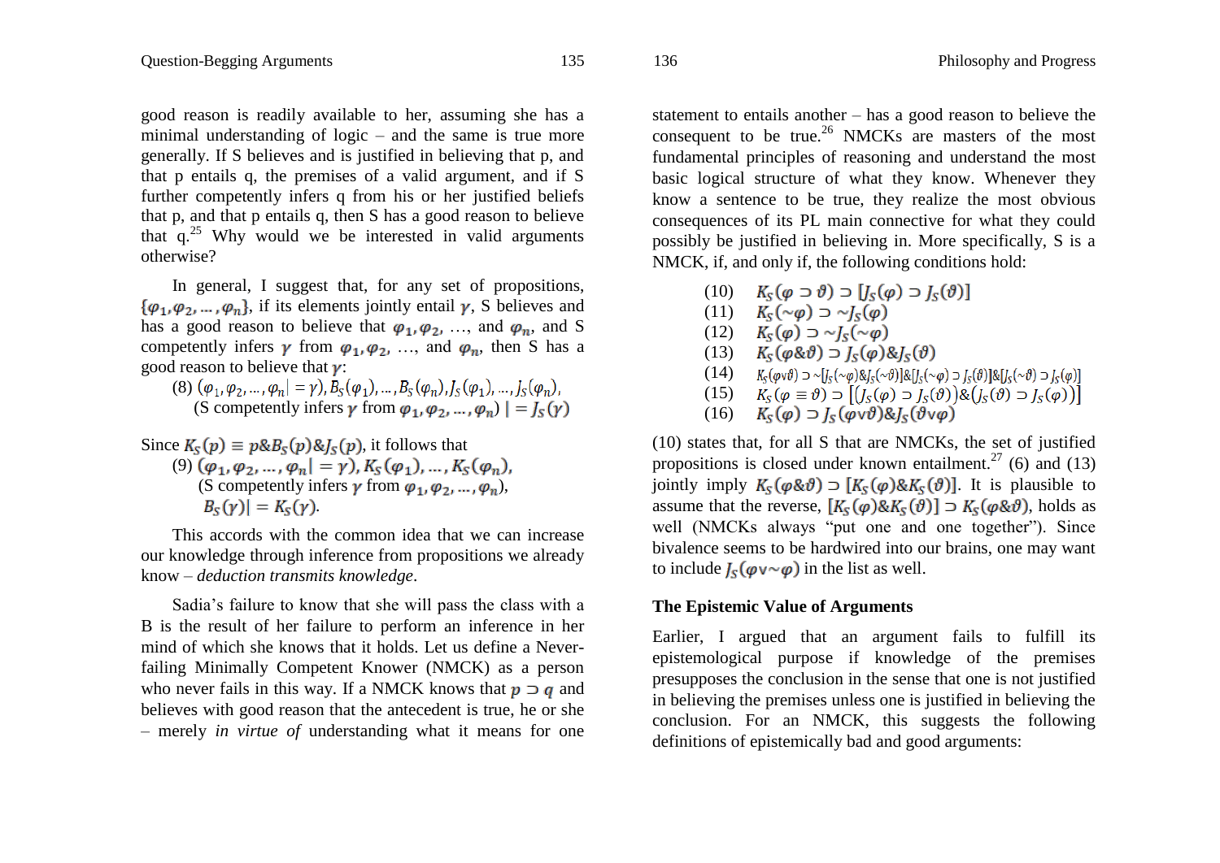good reason is readily available to her, assuming she has a minimal understanding of logic – and the same is true more generally. If S believes and is justified in believing that p, and that p entails q, the premises of a valid argument, and if S further competently infers q from his or her justified beliefs that p, and that p entails q, then S has a good reason to believe that q.[25] Why would we be interested in valid arguments otherwise?

In general, I suggest that, for any set of propositions, $\{\varphi_1, \varphi_2, \ldots, \varphi_n\}$, if its elements jointly entail $\gamma$, S believes and has a good reason to believe that $\varphi_1, \varphi_2$, …, and $\varphi_n$, and S competently infers $\gamma$ from $\varphi_1, \varphi_2$, …, and $\varphi_n$, then S has a good reason to believe that $\gamma$:

(8) $(\varphi_1, \varphi_2, \ldots, \varphi_n| = \gamma), B_S(\varphi_1), \ldots, B_S(\varphi_n), J_S(\varphi_1), \ldots, J_S(\varphi_n)$, (S competently infers $\gamma$ from $\varphi_1, \varphi_2, \ldots, \varphi_n$) $| = J_S(\gamma)$

Since $K_S(p) \equiv p \& B_S(p) \& J_S(p)$, it follows that

(9) $(\varphi_1, \varphi_2, \ldots, \varphi_n| = \gamma), K_S(\varphi_1), \ldots, K_S(\varphi_n)$, (S competently infers $\gamma$ from $\varphi_1, \varphi_2, \ldots, \varphi_n$), $B_S(\gamma)| = K_S(\gamma)$.

This accords with the common idea that we can increase our knowledge through inference from propositions we already know – *deduction transmits knowledge*.

Sadia's failure to know that she will pass the class with a B is the result of her failure to perform an inference in her mind of which she knows that it holds. Let us define a Never-failing Minimally Competent Knower (NMCK) as a person who never fails in this way. If a NMCK knows that $p \supset q$ and believes with good reason that the antecedent is true, he or she – merely *in virtue of* understanding what it means for one statement to entails another – has a good reason to believe the consequent to be true.[26] NMCKs are masters of the most fundamental principles of reasoning and understand the most basic logical structure of what they know. Whenever they know a sentence to be true, they realize the most obvious consequences of its PL main connective for what they could possibly be justified in believing in. More specifically, S is a NMCK, if, and only if, the following conditions hold:

(10) $K_S(\varphi \supset \vartheta) \supset [J_S(\varphi) \supset J_S(\vartheta)]$

(11) $K_S(\sim\varphi) \supset \sim J_S(\varphi)$

(12) $K_S(\varphi) \supset \sim J_S(\sim\varphi)$

(13) $K_S(\varphi \& \vartheta) \supset J_S(\varphi) \& J_S(\vartheta)$

(14) $K_S(\varphi \vee \vartheta) \supset \sim[J_S(\sim\varphi) \& J_S(\sim\vartheta)] \& [J_S(\sim\varphi) \supset J_S(\vartheta)] \& [J_S(\sim\vartheta) \supset J_S(\varphi)]$

(15) $K_S(\varphi \equiv \vartheta) \supset [(J_S(\varphi) \supset J_S(\vartheta)) \& (J_S(\vartheta) \supset J_S(\varphi))]$

(16) $K_S(\varphi) \supset J_S(\varphi \vee \vartheta) \& J_S(\vartheta \vee \varphi)$

(10) states that, for all S that are NMCKs, the set of justified propositions is closed under known entailment.[27] (6) and (13) jointly imply $K_S(\varphi \& \vartheta) \supset [K_S(\varphi) \& K_S(\vartheta)]$. It is plausible to assume that the reverse, $[K_S(\varphi) \& K_S(\vartheta)] \supset K_S(\varphi \& \vartheta)$, holds as well (NMCKs always "put one and one together"). Since bivalence seems to be hardwired into our brains, one may want to include $J_S(\varphi \vee \sim\varphi)$ in the list as well.

## The Epistemic Value of Arguments

Earlier, I argued that an argument fails to fulfill its epistemological purpose if knowledge of the premises presupposes the conclusion in the sense that one is not justified in believing the premises unless one is justified in believing the conclusion. For an NMCK, this suggests the following definitions of epistemically bad and good arguments: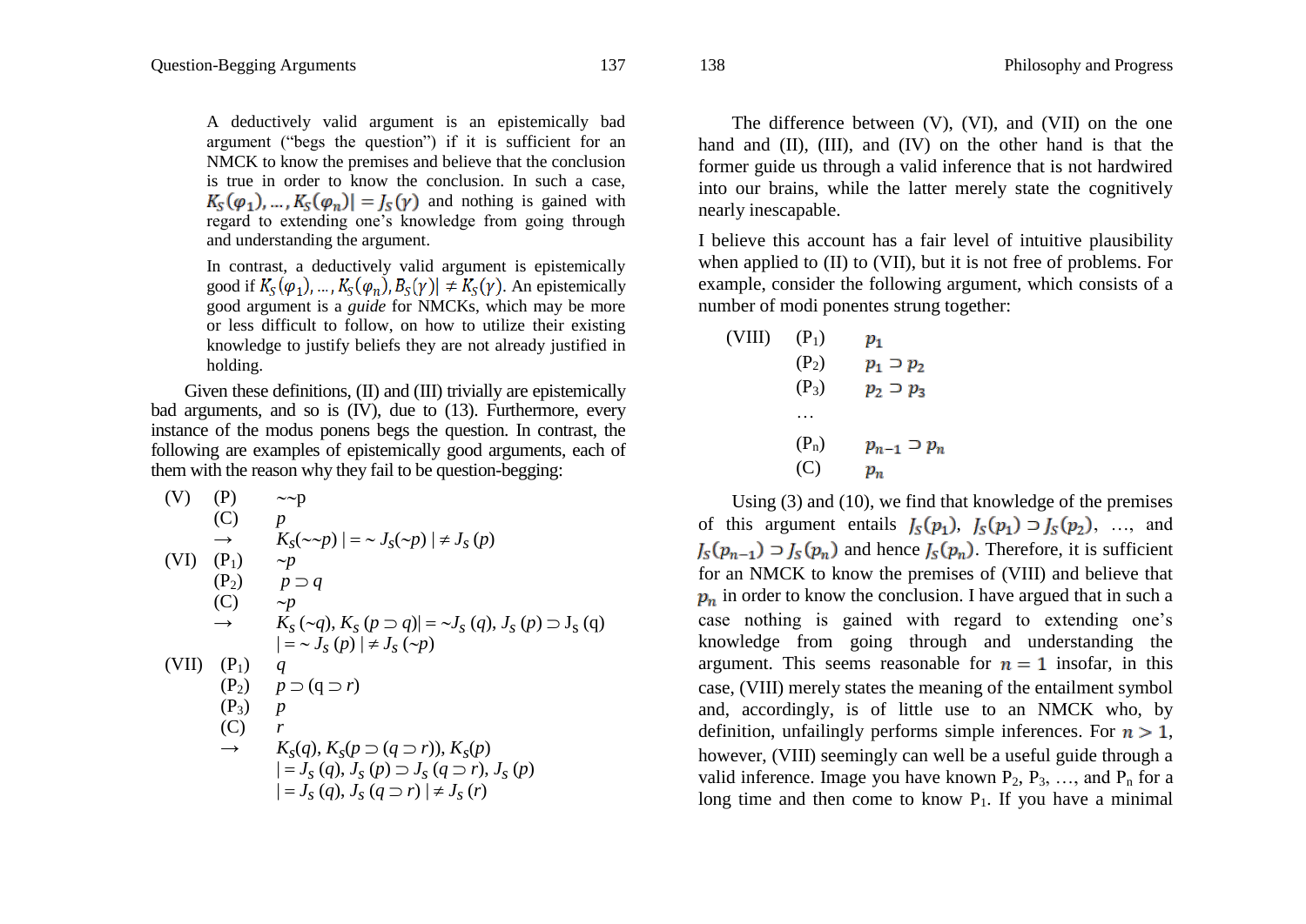> A deductively valid argument is an epistemically bad argument ("begs the question") if it is sufficient for an NMCK to know the premises and believe that the conclusion is true in order to know the conclusion. In such a case, $K_S(\varphi_1), \ldots, K_S(\varphi_n) | = J_S(\gamma)$ and nothing is gained with regard to extending one's knowledge from going through and understanding the argument.
>
> In contrast, a deductively valid argument is epistemically good if $K_S(\varphi_1), \ldots, K_S(\varphi_n), B_S(\gamma) | \neq K_S(\gamma)$. An epistemically good argument is a *guide* for NMCKs, which may be more or less difficult to follow, on how to utilize their existing knowledge to justify beliefs they are not already justified in holding.

Given these definitions, (II) and (III) trivially are epistemically bad arguments, and so is (IV), due to (13). Furthermore, every instance of the modus ponens begs the question. In contrast, the following are examples of epistemically good arguments, each of them with the reason why they fail to be question-begging:

(V)
- (P) $\sim\sim p$
- (C) $p$
- → $K_S(\sim\sim p) | = \sim J_S(\sim p) | \neq J_S(p)$

(VI)
- ($P_1$) $\sim p$
- ($P_2$) $p \supset q$
- (C) $\sim p$
- → $K_S(\sim q), K_S(p \supset q) | = \sim J_S(q), J_S(p) \supset J_S(q)$
  $| = \sim J_S(p) | \neq J_S(\sim p)$

(VII)
- ($P_1$) $q$
- ($P_2$) $p \supset (q \supset r)$
- ($P_3$) $p$
- (C) $r$
- → $K_S(q), K_S(p \supset (q \supset r)), K_S(p)$
  $| = J_S(q), J_S(p) \supset J_S(q \supset r), J_S(p)$
  $| = J_S(q), J_S(q \supset r) | \neq J_S(r)$

The difference between (V), (VI), and (VII) on the one hand and (II), (III), and (IV) on the other hand is that the former guide us through a valid inference that is not hardwired into our brains, while the latter merely state the cognitively nearly inescapable.

I believe this account has a fair level of intuitive plausibility when applied to (II) to (VII), but it is not free of problems. For example, consider the following argument, which consists of a number of modi ponentes strung together:

(VIII)
- ($P_1$) $p_1$
- ($P_2$) $p_1 \supset p_2$
- ($P_3$) $p_2 \supset p_3$
- …
- ($P_n$) $p_{n-1} \supset p_n$
- (C) $p_n$

Using (3) and (10), we find that knowledge of the premises of this argument entails $J_S(p_1)$, $J_S(p_1) \supset J_S(p_2)$, …, and $J_S(p_{n-1}) \supset J_S(p_n)$ and hence $J_S(p_n)$. Therefore, it is sufficient for an NMCK to know the premises of (VIII) and believe that $p_n$ in order to know the conclusion. I have argued that in such a case nothing is gained with regard to extending one's knowledge from going through and understanding the argument. This seems reasonable for $n = 1$ insofar, in this case, (VIII) merely states the meaning of the entailment symbol and, accordingly, is of little use to an NMCK who, by definition, unfailingly performs simple inferences. For $n > 1$, however, (VIII) seemingly can well be a useful guide through a valid inference. Image you have known $P_2$, $P_3$, …, and $P_n$ for a long time and then come to know $P_1$. If you have a minimal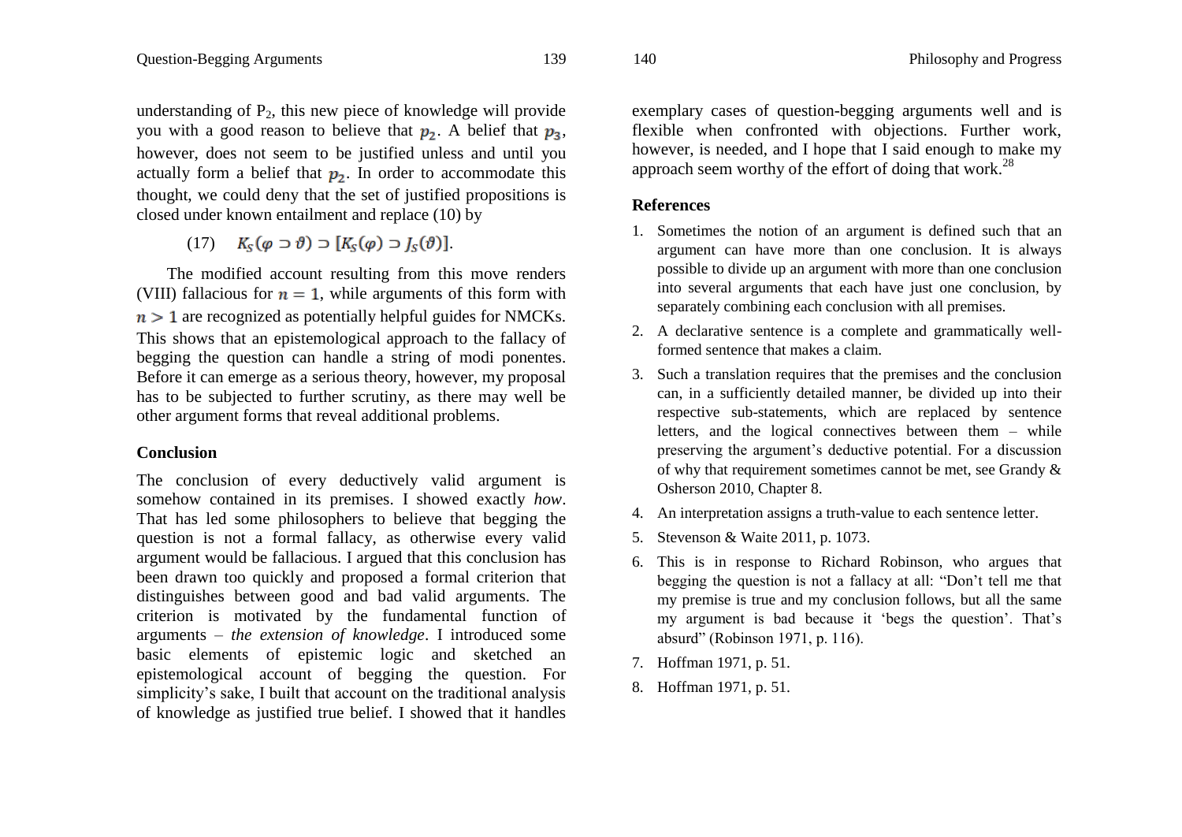understanding of $P_2$, this new piece of knowledge will provide you with a good reason to believe that $p_2$. A belief that $p_3$, however, does not seem to be justified unless and until you actually form a belief that $p_2$. In order to accommodate this thought, we could deny that the set of justified propositions is closed under known entailment and replace (10) by

$$(17) \quad K_S(\varphi \supset \vartheta) \supset [K_S(\varphi) \supset J_S(\vartheta)].$$

The modified account resulting from this move renders (VIII) fallacious for $n = 1$, while arguments of this form with $n > 1$ are recognized as potentially helpful guides for NMCKs. This shows that an epistemological approach to the fallacy of begging the question can handle a string of modi ponentes. Before it can emerge as a serious theory, however, my proposal has to be subjected to further scrutiny, as there may well be other argument forms that reveal additional problems.

## Conclusion

The conclusion of every deductively valid argument is somehow contained in its premises. I showed exactly *how*. That has led some philosophers to believe that begging the question is not a formal fallacy, as otherwise every valid argument would be fallacious. I argued that this conclusion has been drawn too quickly and proposed a formal criterion that distinguishes between good and bad valid arguments. The criterion is motivated by the fundamental function of arguments – *the extension of knowledge*. I introduced some basic elements of epistemic logic and sketched an epistemological account of begging the question. For simplicity's sake, I built that account on the traditional analysis of knowledge as justified true belief. I showed that it handles exemplary cases of question-begging arguments well and is flexible when confronted with objections. Further work, however, is needed, and I hope that I said enough to make my approach seem worthy of the effort of doing that work.[28]

## References

1. Sometimes the notion of an argument is defined such that an argument can have more than one conclusion. It is always possible to divide up an argument with more than one conclusion into several arguments that each have just one conclusion, by separately combining each conclusion with all premises.
2. A declarative sentence is a complete and grammatically well-formed sentence that makes a claim.
3. Such a translation requires that the premises and the conclusion can, in a sufficiently detailed manner, be divided up into their respective sub-statements, which are replaced by sentence letters, and the logical connectives between them – while preserving the argument's deductive potential. For a discussion of why that requirement sometimes cannot be met, see Grandy & Osherson 2010, Chapter 8.
4. An interpretation assigns a truth-value to each sentence letter.
5. Stevenson & Waite 2011, p. 1073.
6. This is in response to Richard Robinson, who argues that begging the question is not a fallacy at all: "Don't tell me that my premise is true and my conclusion follows, but all the same my argument is bad because it 'begs the question'. That's absurd" (Robinson 1971, p. 116).
7. Hoffman 1971, p. 51.
8. Hoffman 1971, p. 51.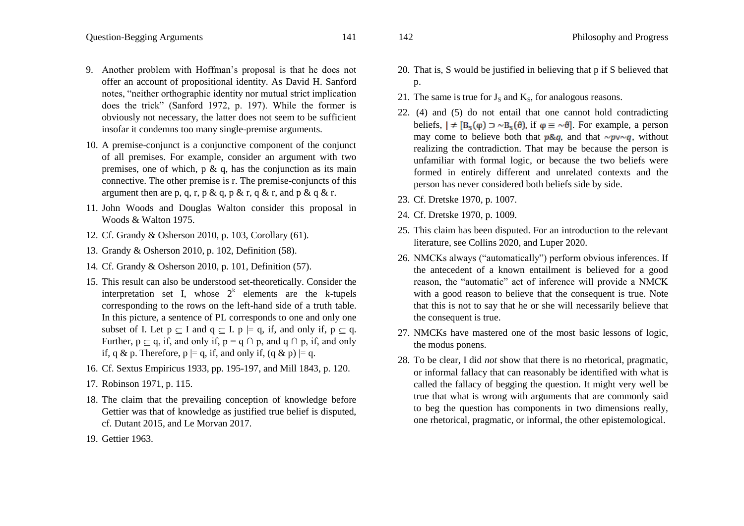9. Another problem with Hoffman's proposal is that he does not offer an account of propositional identity. As David H. Sanford notes, "neither orthographic identity nor mutual strict implication does the trick" (Sanford 1972, p. 197). While the former is obviously not necessary, the latter does not seem to be sufficient insofar it condemns too many single-premise arguments.
10. A premise-conjunct is a conjunctive component of the conjunct of all premises. For example, consider an argument with two premises, one of which, p & q, has the conjunction as its main connective. The other premise is r. The premise-conjuncts of this argument then are p, q, r, p & q, p & r, q & r, and p & q & r.
11. John Woods and Douglas Walton consider this proposal in Woods & Walton 1975.
12. Cf. Grandy & Osherson 2010, p. 103, Corollary (61).
13. Grandy & Osherson 2010, p. 102, Definition (58).
14. Cf. Grandy & Osherson 2010, p. 101, Definition (57).
15. This result can also be understood set-theoretically. Consider the interpretation set I, whose $2^k$ elements are the k-tupels corresponding to the rows on the left-hand side of a truth table. In this picture, a sentence of PL corresponds to one and only one subset of I. Let $p \subseteq I$ and $q \subseteq I$. $p \models q$, if, and only if, $p \subseteq q$. Further, $p \subseteq q$, if, and only if, $p = q \cap p$, and $q \cap p$, if, and only if, q & p. Therefore, $p \models q$, if, and only if, $(q \,\&\, p) \models q$.
16. Cf. Sextus Empiricus 1933, pp. 195-197, and Mill 1843, p. 120.
17. Robinson 1971, p. 115.
18. The claim that the prevailing conception of knowledge before Gettier was that of knowledge as justified true belief is disputed, cf. Dutant 2015, and Le Morvan 2017.
19. Gettier 1963.
20. That is, S would be justified in believing that p if S believed that p.
21. The same is true for $J_S$ and $K_S$, for analogous reasons.
22. (4) and (5) do not entail that one cannot hold contradicting beliefs, $\not\models [B_S(\varphi) \supset {\sim}B_S(\vartheta)$, if $\varphi \equiv {\sim}\vartheta]$. For example, a person may come to believe both that $p\&q$, and that ${\sim}p \vee {\sim}q$, without realizing the contradiction. That may be because the person is unfamiliar with formal logic, or because the two beliefs were formed in entirely different and unrelated contexts and the person has never considered both beliefs side by side.
23. Cf. Dretske 1970, p. 1007.
24. Cf. Dretske 1970, p. 1009.
25. This claim has been disputed. For an introduction to the relevant literature, see Collins 2020, and Luper 2020.
26. NMCKs always ("automatically") perform obvious inferences. If the antecedent of a known entailment is believed for a good reason, the "automatic" act of inference will provide a NMCK with a good reason to believe that the consequent is true. Note that this is not to say that he or she will necessarily believe that the consequent is true.
27. NMCKs have mastered one of the most basic lessons of logic, the modus ponens.
28. To be clear, I did *not* show that there is no rhetorical, pragmatic, or informal fallacy that can reasonably be identified with what is called the fallacy of begging the question. It might very well be true that what is wrong with arguments that are commonly said to beg the question has components in two dimensions really, one rhetorical, pragmatic, or informal, the other epistemological.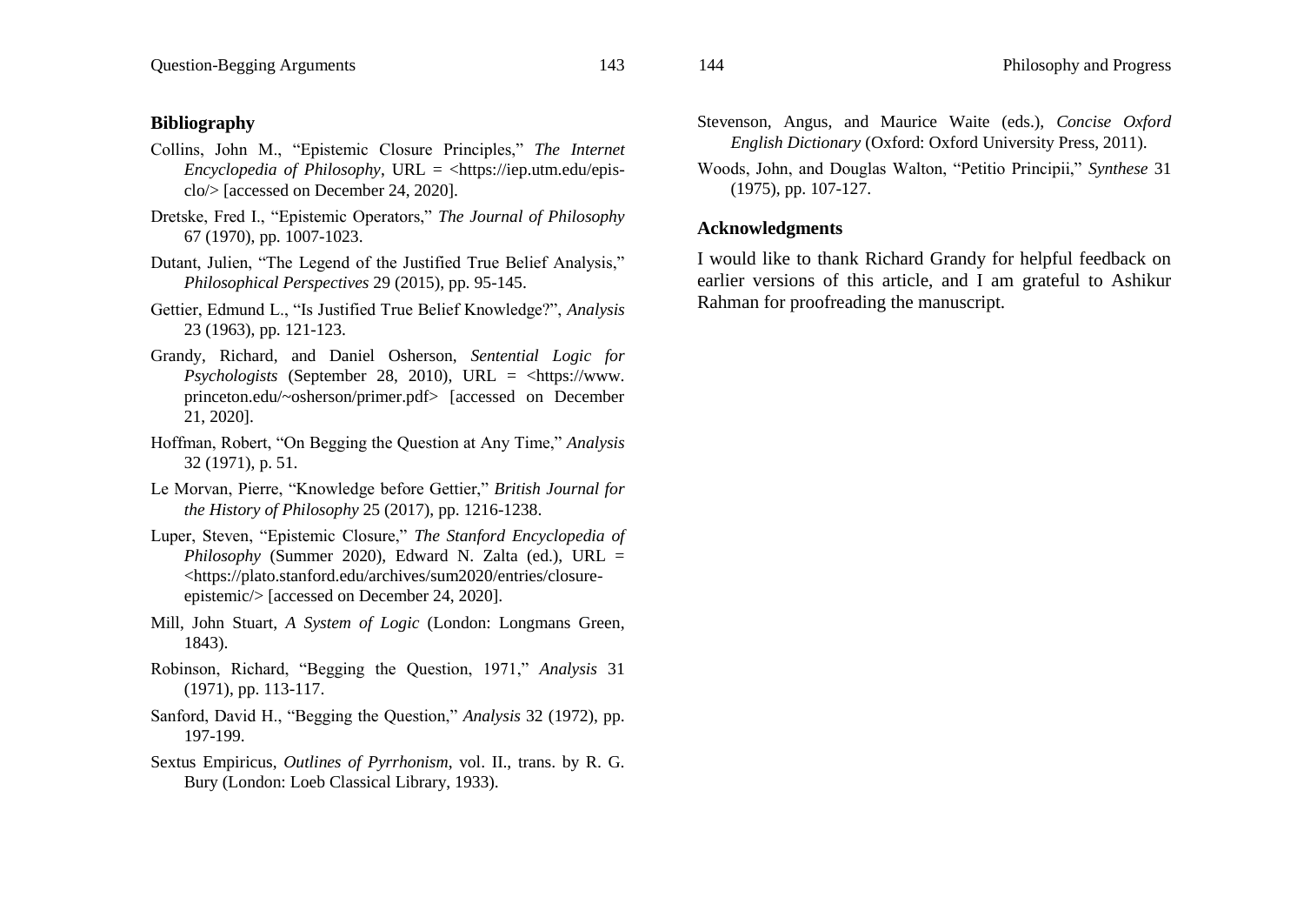## Bibliography

Collins, John M., "Epistemic Closure Principles," *The Internet Encyclopedia of Philosophy*, URL = <https://iep.utm.edu/episclo/> [accessed on December 24, 2020].

Dretske, Fred I., "Epistemic Operators," *The Journal of Philosophy* 67 (1970), pp. 1007-1023.

Dutant, Julien, "The Legend of the Justified True Belief Analysis," *Philosophical Perspectives* 29 (2015), pp. 95-145.

Gettier, Edmund L., "Is Justified True Belief Knowledge?", *Analysis* 23 (1963), pp. 121-123.

Grandy, Richard, and Daniel Osherson, *Sentential Logic for Psychologists* (September 28, 2010), URL = <https://www.princeton.edu/~osherson/primer.pdf> [accessed on December 21, 2020].

Hoffman, Robert, "On Begging the Question at Any Time," *Analysis* 32 (1971), p. 51.

Le Morvan, Pierre, "Knowledge before Gettier," *British Journal for the History of Philosophy* 25 (2017), pp. 1216-1238.

Luper, Steven, "Epistemic Closure," *The Stanford Encyclopedia of Philosophy* (Summer 2020), Edward N. Zalta (ed.), URL = <https://plato.stanford.edu/archives/sum2020/entries/closure-epistemic/> [accessed on December 24, 2020].

Mill, John Stuart, *A System of Logic* (London: Longmans Green, 1843).

Robinson, Richard, "Begging the Question, 1971," *Analysis* 31 (1971), pp. 113-117.

Sanford, David H., "Begging the Question," *Analysis* 32 (1972), pp. 197-199.

Sextus Empiricus, *Outlines of Pyrrhonism*, vol. II., trans. by R. G. Bury (London: Loeb Classical Library, 1933).

Stevenson, Angus, and Maurice Waite (eds.), *Concise Oxford English Dictionary* (Oxford: Oxford University Press, 2011).

Woods, John, and Douglas Walton, "Petitio Principii," *Synthese* 31 (1975), pp. 107-127.

## Acknowledgments

I would like to thank Richard Grandy for helpful feedback on earlier versions of this article, and I am grateful to Ashikur Rahman for proofreading the manuscript.